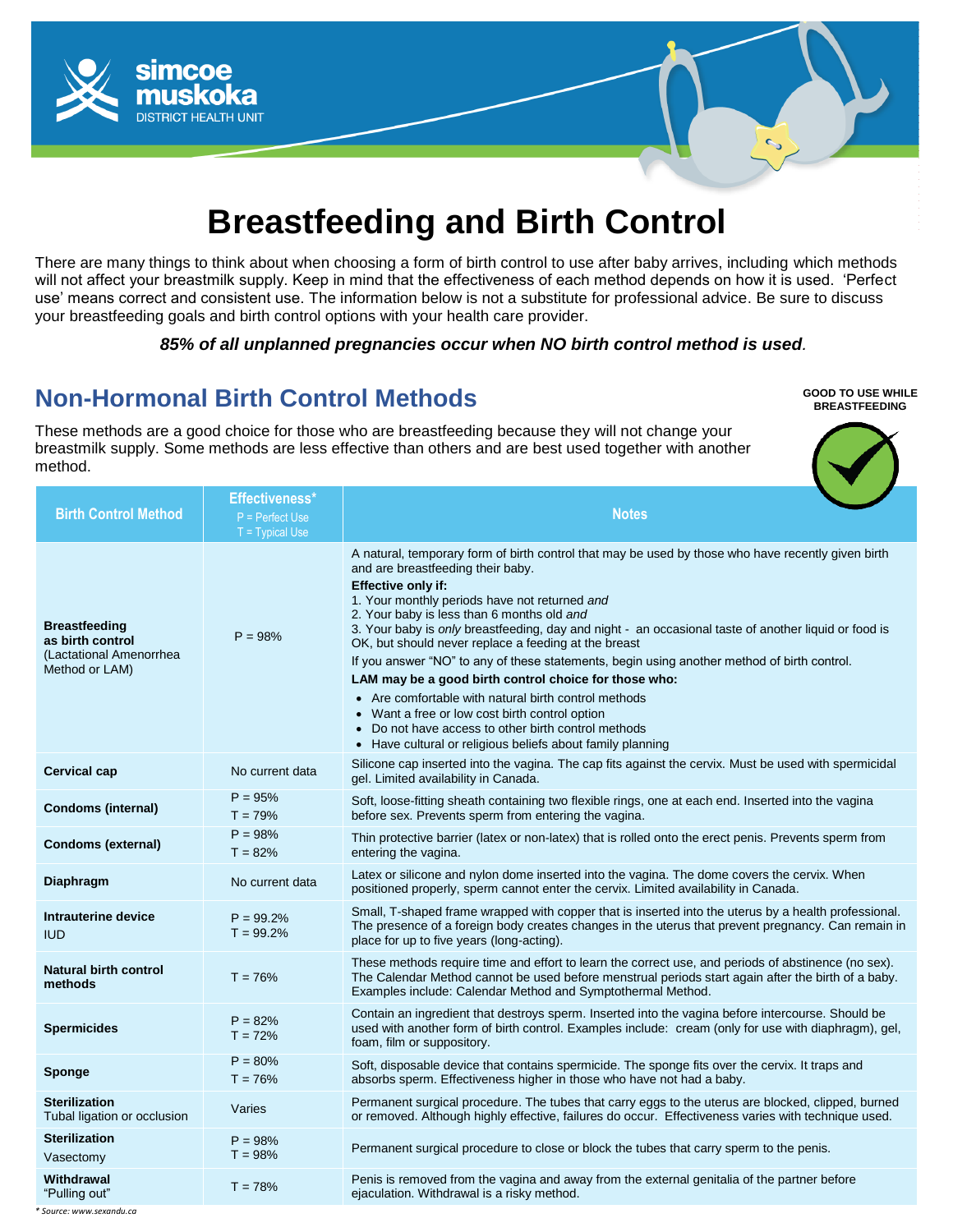simcoe muskoka DISTRICT HEALTH UNIT

# Breastfeeding and Birth Control

There are many things to think about when choosing a form of birth control to use after baby arrives, including which methods will not affect your breastmilk supply. Keep in mind that the effectiveness of each method depends on how it is used. 'Perfect use' means correct and consistent use. The information below is not a substitute for professional advice. Be sure to discuss your breastfeeding goals and birth control options with your health care provider.

***85% of all unplanned pregnancies occur when NO birth control method is used.***

## Non-Hormonal Birth Control Methods

**GOOD TO USE WHILE BREASTFEEDING**

These methods are a good choice for those who are breastfeeding because they will not change your breastmilk supply. Some methods are less effective than others and are best used together with another method.

| Birth Control Method | Effectiveness* P = Perfect Use T = Typical Use | Notes |
|---|---|---|
| **Breastfeeding as birth control** (Lactational Amenorrhea Method or LAM) | P = 98% | A natural, temporary form of birth control that may be used by those who have recently given birth and are breastfeeding their baby.<br>**Effective only if:**<br>1. Your monthly periods have not returned *and*<br>2. Your baby is less than 6 months old *and*<br>3. Your baby is *only* breastfeeding, day and night - an occasional taste of another liquid or food is OK, but should never replace a feeding at the breast<br>If you answer "NO" to any of these statements, begin using another method of birth control.<br>**LAM may be a good birth control choice for those who:**<br>• Are comfortable with natural birth control methods<br>• Want a free or low cost birth control option<br>• Do not have access to other birth control methods<br>• Have cultural or religious beliefs about family planning |
| **Cervical cap** | No current data | Silicone cap inserted into the vagina. The cap fits against the cervix. Must be used with spermicidal gel. Limited availability in Canada. |
| **Condoms (internal)** | P = 95%<br>T = 79% | Soft, loose-fitting sheath containing two flexible rings, one at each end. Inserted into the vagina before sex. Prevents sperm from entering the vagina. |
| **Condoms (external)** | P = 98%<br>T = 82% | Thin protective barrier (latex or non-latex) that is rolled onto the erect penis. Prevents sperm from entering the vagina. |
| **Diaphragm** | No current data | Latex or silicone and nylon dome inserted into the vagina. The dome covers the cervix. When positioned properly, sperm cannot enter the cervix. Limited availability in Canada. |
| **Intrauterine device** IUD | P = 99.2%<br>T = 99.2% | Small, T-shaped frame wrapped with copper that is inserted into the uterus by a health professional. The presence of a foreign body creates changes in the uterus that prevent pregnancy. Can remain in place for up to five years (long-acting). |
| **Natural birth control methods** | T = 76% | These methods require time and effort to learn the correct use, and periods of abstinence (no sex). The Calendar Method cannot be used before menstrual periods start again after the birth of a baby. Examples include: Calendar Method and Symptothermal Method. |
| **Spermicides** | P = 82%<br>T = 72% | Contain an ingredient that destroys sperm. Inserted into the vagina before intercourse. Should be used with another form of birth control. Examples include: cream (only for use with diaphragm), gel, foam, film or suppository. |
| **Sponge** | P = 80%<br>T = 76% | Soft, disposable device that contains spermicide. The sponge fits over the cervix. It traps and absorbs sperm. Effectiveness higher in those who have not had a baby. |
| **Sterilization** Tubal ligation or occlusion | Varies | Permanent surgical procedure. The tubes that carry eggs to the uterus are blocked, clipped, burned or removed. Although highly effective, failures do occur. Effectiveness varies with technique used. |
| **Sterilization** Vasectomy | P = 98%<br>T = 98% | Permanent surgical procedure to close or block the tubes that carry sperm to the penis. |
| **Withdrawal** "Pulling out" | T = 78% | Penis is removed from the vagina and away from the external genitalia of the partner before ejaculation. Withdrawal is a risky method. |

*\* Source: www.sexandu.ca*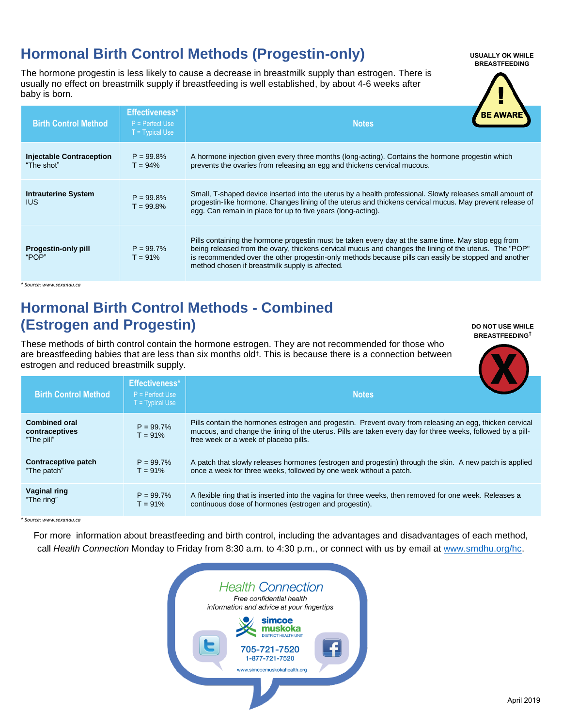# Hormonal Birth Control Methods (Progestin-only)

**USUALLY OK WHILE BREASTFEEDING**

**BE AWARE**

The hormone progestin is less likely to cause a decrease in breastmilk supply than estrogen. There is usually no effect on breastmilk supply if breastfeeding is well established, by about 4-6 weeks after baby is born.

| Birth Control Method | Effectiveness* P = Perfect Use T = Typical Use | Notes |
|---|---|---|
| **Injectable Contraception** "The shot" | P = 99.8% T = 94% | A hormone injection given every three months (long-acting). Contains the hormone progestin which prevents the ovaries from releasing an egg and thickens cervical mucous. |
| **Intrauterine System** IUS | P = 99.8% T = 99.8% | Small, T-shaped device inserted into the uterus by a health professional. Slowly releases small amount of progestin-like hormone. Changes lining of the uterus and thickens cervical mucus. May prevent release of egg. Can remain in place for up to five years (long-acting). |
| **Progestin-only pill** "POP" | P = 99.7% T = 91% | Pills containing the hormone progestin must be taken every day at the same time. May stop egg from being released from the ovary, thickens cervical mucus and changes the lining of the uterus. The "POP" is recommended over the other progestin-only methods because pills can easily be stopped and another method chosen if breastmilk supply is affected. |

*\* Source: www.sexandu.ca*

# Hormonal Birth Control Methods - Combined (Estrogen and Progestin)

**DO NOT USE WHILE BREASTFEEDING†**

These methods of birth control contain the hormone estrogen. They are not recommended for those who are breastfeeding babies that are less than six months old†. This is because there is a connection between estrogen and reduced breastmilk supply.

| Birth Control Method | Effectiveness* P = Perfect Use T = Typical Use | Notes |
|---|---|---|
| **Combined oral contraceptives** "The pill" | P = 99.7% T = 91% | Pills contain the hormones estrogen and progestin. Prevent ovary from releasing an egg, thicken cervical mucous, and change the lining of the uterus. Pills are taken every day for three weeks, followed by a pill-free week or a week of placebo pills. |
| **Contraceptive patch** "The patch" | P = 99.7% T = 91% | A patch that slowly releases hormones (estrogen and progestin) through the skin. A new patch is applied once a week for three weeks, followed by one week without a patch. |
| **Vaginal ring** "The ring" | P = 99.7% T = 91% | A flexible ring that is inserted into the vagina for three weeks, then removed for one week. Releases a continuous dose of hormones (estrogen and progestin). |

*\* Source: www.sexandu.ca*

For more information about breastfeeding and birth control, including the advantages and disadvantages of each method, call *Health Connection* Monday to Friday from 8:30 a.m. to 4:30 p.m., or connect with us by email at www.smdhu.org/hc.

*Health Connection*
*Free confidential health information and advice at your fingertips*
simcoe muskoka DISTRICT HEALTH UNIT
705-721-7520
1-877-721-7520
www.simcoemuskokahealth.org

April 2019